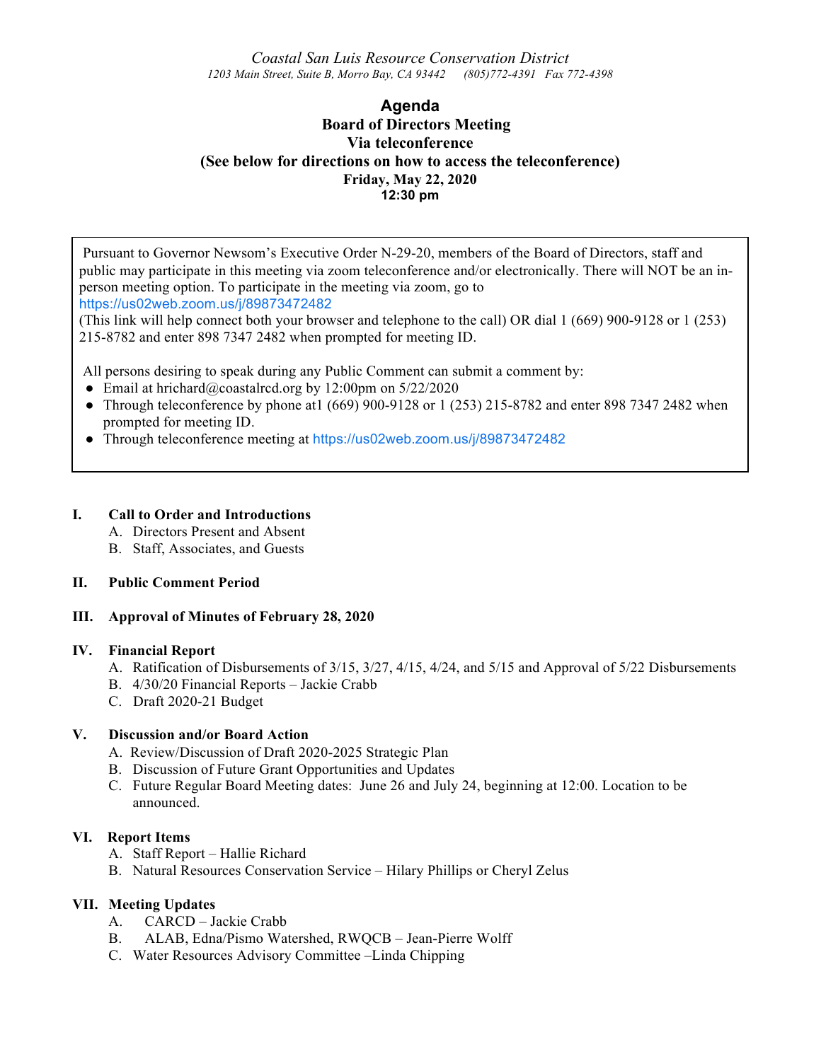*Coastal San Luis Resource Conservation District*
*1203 Main Street, Suite B, Morro Bay, CA 93442 (805)772-4391 Fax 772-4398*

# Agenda

## Board of Directors Meeting
## Via teleconference
## (See below for directions on how to access the teleconference)
### Friday, May 22, 2020
### 12:30 pm

Pursuant to Governor Newsom's Executive Order N-29-20, members of the Board of Directors, staff and public may participate in this meeting via zoom teleconference and/or electronically. There will NOT be an in-person meeting option. To participate in the meeting via zoom, go to https://us02web.zoom.us/j/89873472482
(This link will help connect both your browser and telephone to the call) OR dial 1 (669) 900-9128 or 1 (253) 215-8782 and enter 898 7347 2482 when prompted for meeting ID.

All persons desiring to speak during any Public Comment can submit a comment by:

- Email at hrichard@coastalrcd.org by 12:00pm on 5/22/2020
- Through teleconference by phone at1 (669) 900-9128 or 1 (253) 215-8782 and enter 898 7347 2482 when prompted for meeting ID.
- Through teleconference meeting at https://us02web.zoom.us/j/89873472482

**I. Call to Order and Introductions**
   A. Directors Present and Absent
   B. Staff, Associates, and Guests

**II. Public Comment Period**

**III. Approval of Minutes of February 28, 2020**

**IV. Financial Report**
   A. Ratification of Disbursements of 3/15, 3/27, 4/15, 4/24, and 5/15 and Approval of 5/22 Disbursements
   B. 4/30/20 Financial Reports – Jackie Crabb
   C. Draft 2020-21 Budget

**V. Discussion and/or Board Action**
   A. Review/Discussion of Draft 2020-2025 Strategic Plan
   B. Discussion of Future Grant Opportunities and Updates
   C. Future Regular Board Meeting dates: June 26 and July 24, beginning at 12:00. Location to be announced.

**VI. Report Items**
   A. Staff Report – Hallie Richard
   B. Natural Resources Conservation Service – Hilary Phillips or Cheryl Zelus

**VII. Meeting Updates**
   A. CARCD – Jackie Crabb
   B. ALAB, Edna/Pismo Watershed, RWQCB – Jean-Pierre Wolff
   C. Water Resources Advisory Committee –Linda Chipping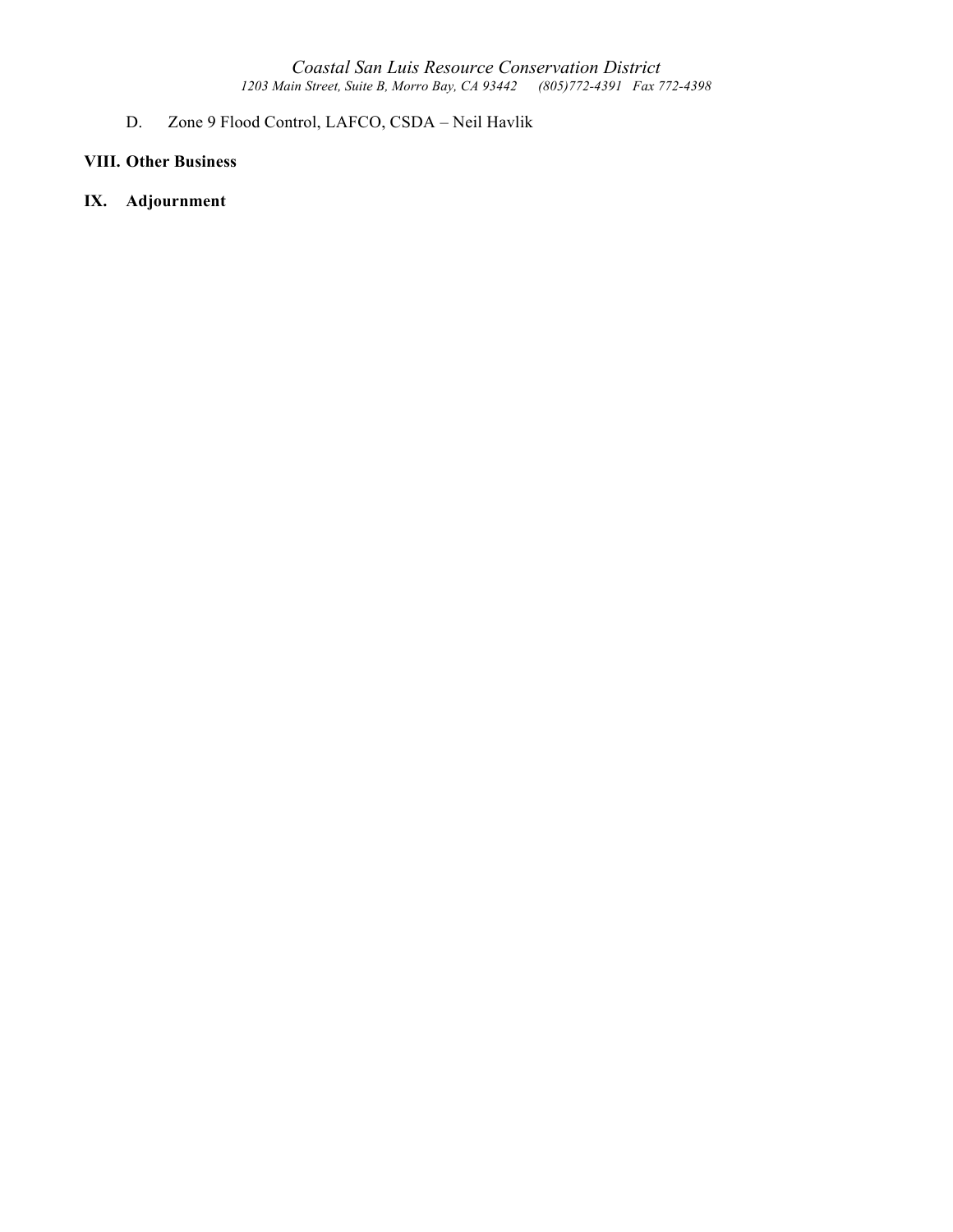D. Zone 9 Flood Control, LAFCO, CSDA – Neil Havlik

**VIII. Other Business**

**IX. Adjournment**